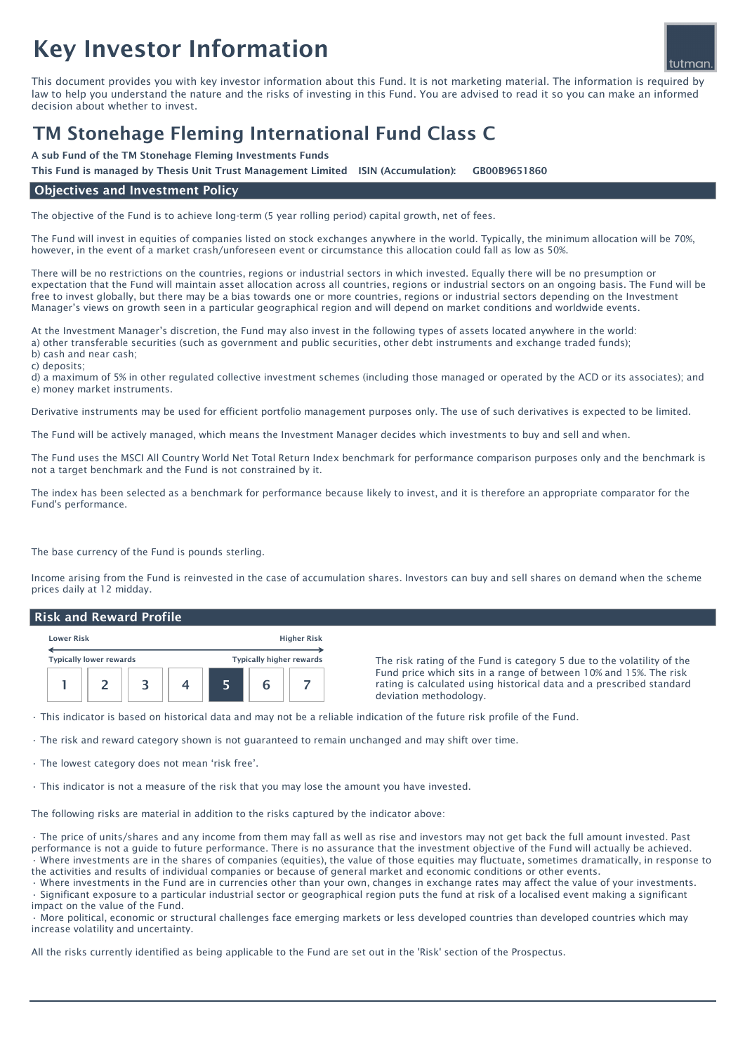# Key Investor Information

This document provides you with key investor information about this Fund. It is not marketing material. The information is required by law to help you understand the nature and the risks of investing in this Fund. You are advised to read it so you can make an informed decision about whether to invest.

# TM Stonehage Fleming International Fund Class C

**A sub Fund of the TM Stonehage Fleming Investments Funds**

**This Fund is managed by Thesis Unit Trust Management Limited ISIN (Accumulation): GB00B9651860**

## Objectives and Investment Policy

The objective of the Fund is to achieve long-term (5 year rolling period) capital growth, net of fees.

The Fund will invest in equities of companies listed on stock exchanges anywhere in the world. Typically, the minimum allocation will be 70%, however, in the event of a market crash/unforeseen event or circumstance this allocation could fall as low as 50%.

There will be no restrictions on the countries, regions or industrial sectors in which invested. Equally there will be no presumption or expectation that the Fund will maintain asset allocation across all countries, regions or industrial sectors on an ongoing basis. The Fund will be free to invest globally, but there may be a bias towards one or more countries, regions or industrial sectors depending on the Investment Manager's views on growth seen in a particular geographical region and will depend on market conditions and worldwide events.

At the Investment Manager's discretion, the Fund may also invest in the following types of assets located anywhere in the world:
a) other transferable securities (such as government and public securities, other debt instruments and exchange traded funds);
b) cash and near cash;
c) deposits;
d) a maximum of 5% in other regulated collective investment schemes (including those managed or operated by the ACD or its associates); and
e) money market instruments.

Derivative instruments may be used for efficient portfolio management purposes only. The use of such derivatives is expected to be limited.

The Fund will be actively managed, which means the Investment Manager decides which investments to buy and sell and when.

The Fund uses the MSCI All Country World Net Total Return Index benchmark for performance comparison purposes only and the benchmark is not a target benchmark and the Fund is not constrained by it.

The index has been selected as a benchmark for performance because likely to invest, and it is therefore an appropriate comparator for the Fund's performance.

The base currency of the Fund is pounds sterling.

Income arising from the Fund is reinvested in the case of accumulation shares. Investors can buy and sell shares on demand when the scheme prices daily at 12 midday.

## Risk and Reward Profile

| Lower Risk | | | | | | Higher Risk |
|---|---|---|---|---|---|---|
| Typically lower rewards | | | | | | Typically higher rewards |
| 1 | 2 | 3 | 4 | **5** | 6 | 7 |

The risk rating of the Fund is category 5 due to the volatility of the Fund price which sits in a range of between 10% and 15%. The risk rating is calculated using historical data and a prescribed standard deviation methodology.

- This indicator is based on historical data and may not be a reliable indication of the future risk profile of the Fund.
- The risk and reward category shown is not guaranteed to remain unchanged and may shift over time.
- The lowest category does not mean 'risk free'.
- This indicator is not a measure of the risk that you may lose the amount you have invested.

The following risks are material in addition to the risks captured by the indicator above:

- The price of units/shares and any income from them may fall as well as rise and investors may not get back the full amount invested. Past performance is not a guide to future performance. There is no assurance that the investment objective of the Fund will actually be achieved.
- Where investments are in the shares of companies (equities), the value of those equities may fluctuate, sometimes dramatically, in response to the activities and results of individual companies or because of general market and economic conditions or other events.
- Where investments in the Fund are in currencies other than your own, changes in exchange rates may affect the value of your investments.
- Significant exposure to a particular industrial sector or geographical region puts the fund at risk of a localised event making a significant impact on the value of the Fund.
- More political, economic or structural challenges face emerging markets or less developed countries than developed countries which may increase volatility and uncertainty.

All the risks currently identified as being applicable to the Fund are set out in the 'Risk' section of the Prospectus.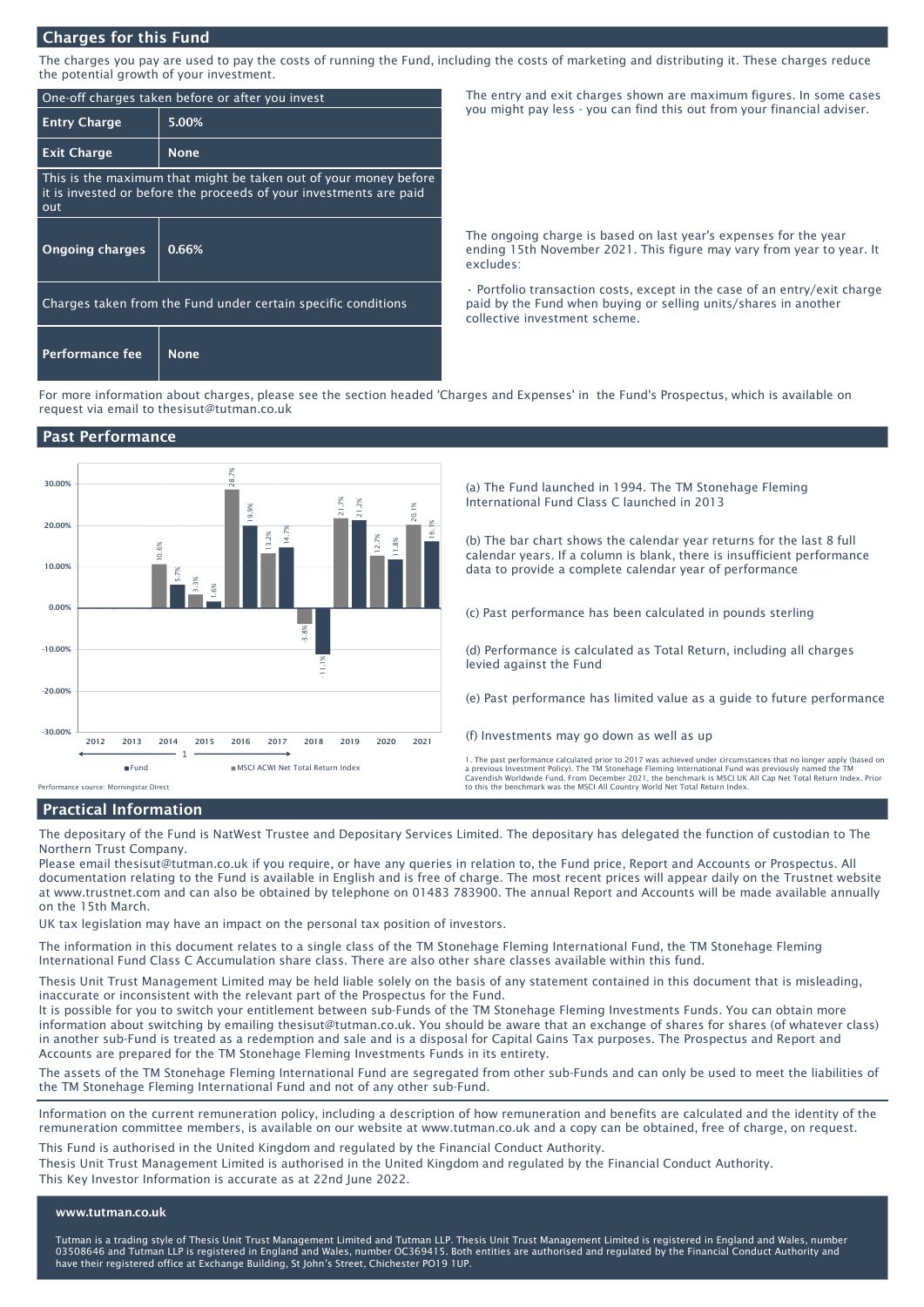## Charges for this Fund

The charges you pay are used to pay the costs of running the Fund, including the costs of marketing and distributing it. These charges reduce the potential growth of your investment.

| One-off charges taken before or after you invest | |
|---|---|
| **Entry Charge** | **5.00%** |
| **Exit Charge** | **None** |
| This is the maximum that might be taken out of your money before it is invested or before the proceeds of your investments are paid out | |
| **Ongoing charges** | **0.66%** |
| Charges taken from the Fund under certain specific conditions | |
| **Performance fee** | **None** |

The entry and exit charges shown are maximum figures. In some cases you might pay less - you can find this out from your financial adviser.

The ongoing charge is based on last year's expenses for the year ending 15th November 2021. This figure may vary from year to year. It excludes:

- Portfolio transaction costs, except in the case of an entry/exit charge paid by the Fund when buying or selling units/shares in another collective investment scheme.

For more information about charges, please see the section headed 'Charges and Expenses' in the Fund's Prospectus, which is available on request via email to thesisut@tutman.co.uk

## Past Performance

30.00%
20.00%
10.00%
0.00%
-10.00%
-20.00%
-30.00%

10.6% 5.7% 3.3% 1.6% 28.7% 19.9% 13.2% 14.7% -3.8% -11.1% 21.7% 21.2% 12.7% 11.8% 20.1% 16.1%

2012 2013 2014 2015 2016 2017 2018 2019 2020 2021

1

■ Fund ■ MSCI ACWI Net Total Return Index

Performance source: Morningstar Direct

(a) The Fund launched in 1994. The TM Stonehage Fleming International Fund Class C launched in 2013

(b) The bar chart shows the calendar year returns for the last 8 full calendar years. If a column is blank, there is insufficient performance data to provide a complete calendar year of performance

(c) Past performance has been calculated in pounds sterling

(d) Performance is calculated as Total Return, including all charges levied against the Fund

(e) Past performance has limited value as a guide to future performance

(f) Investments may go down as well as up

1. The past performance calculated prior to 2017 was achieved under circumstances that no longer apply (based on a previous Investment Policy). The TM Stonehage Fleming International Fund was previously named the TM Cavendish Worldwide Fund. From December 2021, the benchmark is MSCI UK All Cap Net Total Return Index. Prior to this the benchmark was the MSCI All Country World Net Total Return Index.

## Practical Information

The depositary of the Fund is NatWest Trustee and Depositary Services Limited. The depositary has delegated the function of custodian to The Northern Trust Company.

Please email thesisut@tutman.co.uk if you require, or have any queries in relation to, the Fund price, Report and Accounts or Prospectus. All documentation relating to the Fund is available in English and is free of charge. The most recent prices will appear daily on the Trustnet website at www.trustnet.com and can also be obtained by telephone on 01483 783900. The annual Report and Accounts will be made available annually on the 15th March.

UK tax legislation may have an impact on the personal tax position of investors.

The information in this document relates to a single class of the TM Stonehage Fleming International Fund, the TM Stonehage Fleming International Fund Class C Accumulation share class. There are also other share classes available within this fund.

Thesis Unit Trust Management Limited may be held liable solely on the basis of any statement contained in this document that is misleading, inaccurate or inconsistent with the relevant part of the Prospectus for the Fund.

It is possible for you to switch your entitlement between sub-Funds of the TM Stonehage Fleming Investments Funds. You can obtain more information about switching by emailing thesisut@tutman.co.uk. You should be aware that an exchange of shares for shares (of whatever class) in another sub-Fund is treated as a redemption and sale and is a disposal for Capital Gains Tax purposes. The Prospectus and Report and Accounts are prepared for the TM Stonehage Fleming Investments Funds in its entirety.

The assets of the TM Stonehage Fleming International Fund are segregated from other sub-Funds and can only be used to meet the liabilities of the TM Stonehage Fleming International Fund and not of any other sub-Fund.

Information on the current remuneration policy, including a description of how remuneration and benefits are calculated and the identity of the remuneration committee members, is available on our website at www.tutman.co.uk and a copy can be obtained, free of charge, on request.

This Fund is authorised in the United Kingdom and regulated by the Financial Conduct Authority.

Thesis Unit Trust Management Limited is authorised in the United Kingdom and regulated by the Financial Conduct Authority.

This Key Investor Information is accurate as at 22nd June 2022.

**www.tutman.co.uk**

Tutman is a trading style of Thesis Unit Trust Management Limited and Tutman LLP. Thesis Unit Trust Management Limited is registered in England and Wales, number 03508646 and Tutman LLP is registered in England and Wales, number OC369415. Both entities are authorised and regulated by the Financial Conduct Authority and have their registered office at Exchange Building, St John's Street, Chichester PO19 1UP.